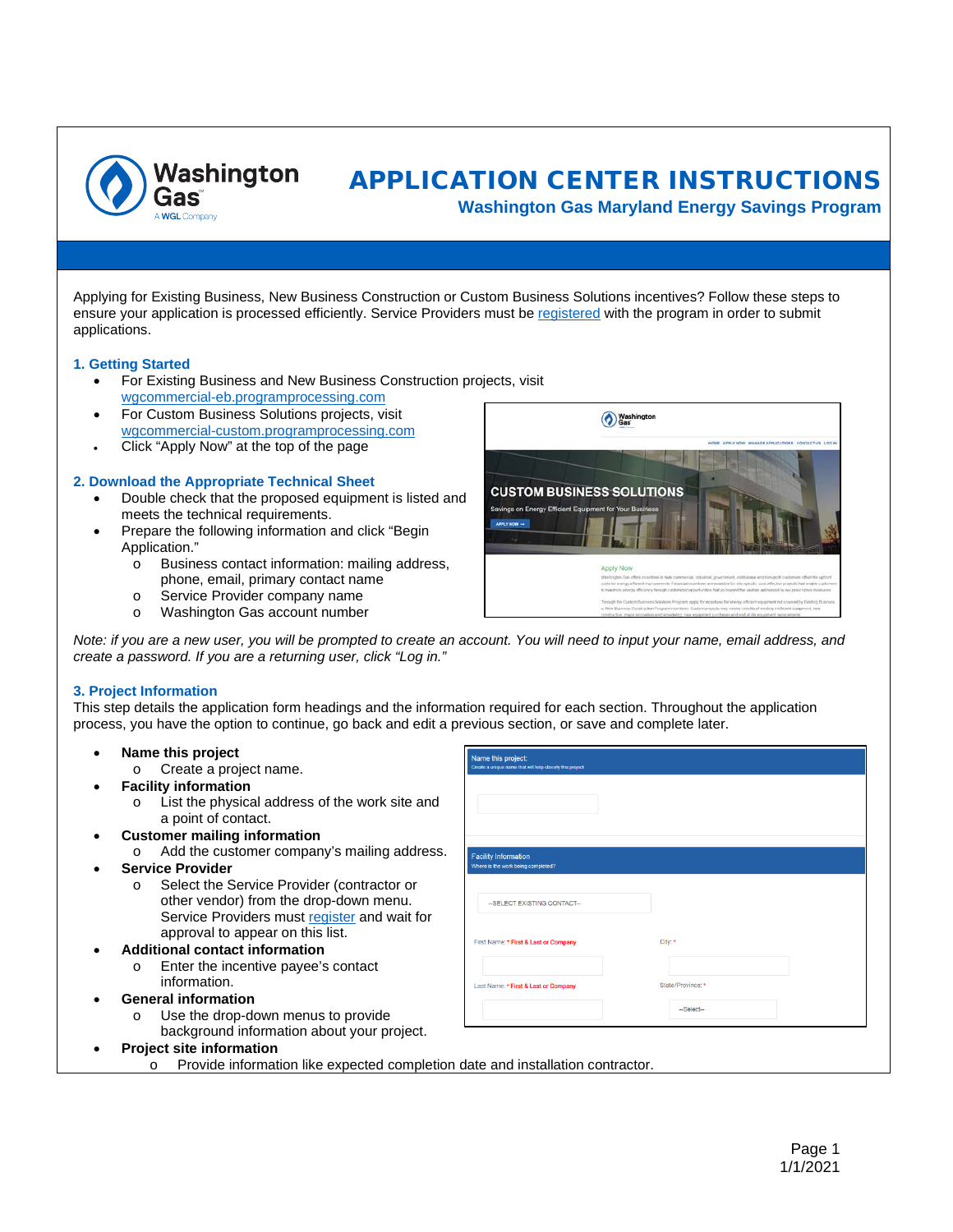# APPLICATION CENTER INSTRUCTIONS

## Washington Gas Maryland Energy Savings Program

Applying for Existing Business, New Business Construction or Custom Business Solutions incentives? Follow these steps to ensure your application is processed efficiently. Service Providers must be registered with the program in order to submit applications.

### 1. Getting Started

- For Existing Business and New Business Construction projects, visit wgcommercial-eb.programprocessing.com
- For Custom Business Solutions projects, visit wgcommercial-custom.programprocessing.com
- Click "Apply Now" at the top of the page

### 2. Download the Appropriate Technical Sheet

- Double check that the proposed equipment is listed and meets the technical requirements.
- Prepare the following information and click "Begin Application."
  - Business contact information: mailing address, phone, email, primary contact name
  - Service Provider company name
  - Washington Gas account number

*Note: if you are a new user, you will be prompted to create an account. You will need to input your name, email address, and create a password. If you are a returning user, click "Log in."*

### 3. Project Information

This step details the application form headings and the information required for each section. Throughout the application process, you have the option to continue, go back and edit a previous section, or save and complete later.

- **Name this project**
  - Create a project name.
- **Facility information**
  - List the physical address of the work site and a point of contact.
- **Customer mailing information**
  - Add the customer company's mailing address.
- **Service Provider**
  - Select the Service Provider (contractor or other vendor) from the drop-down menu. Service Providers must register and wait for approval to appear on this list.
- **Additional contact information**
  - Enter the incentive payee's contact information.
- **General information**
  - Use the drop-down menus to provide background information about your project.
- **Project site information**
  - Provide information like expected completion date and installation contractor.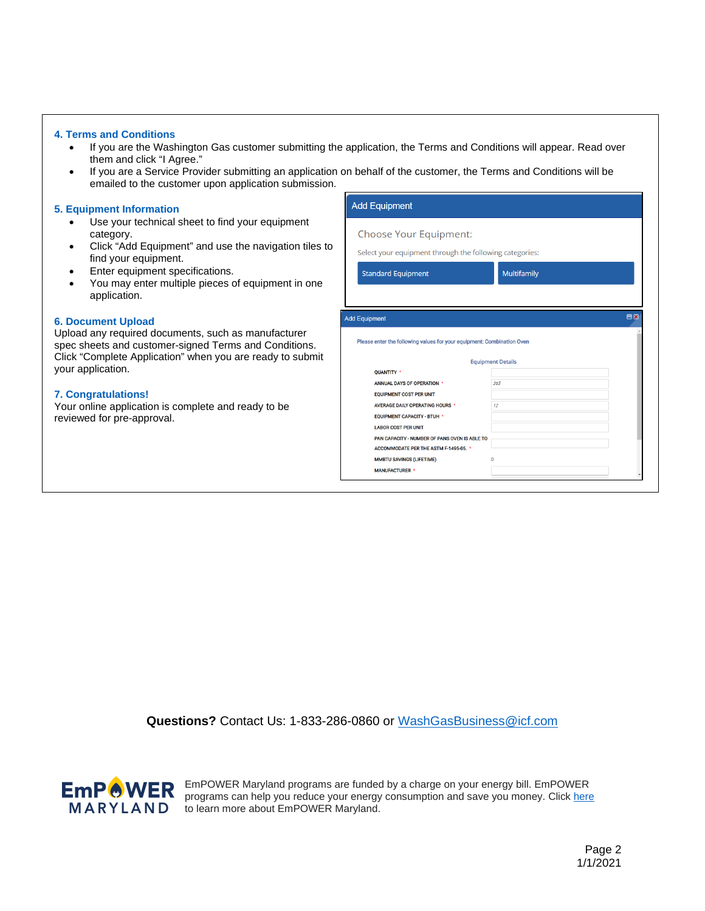### 4. Terms and Conditions

- If you are the Washington Gas customer submitting the application, the Terms and Conditions will appear. Read over them and click “I Agree.”
- If you are a Service Provider submitting an application on behalf of the customer, the Terms and Conditions will be emailed to the customer upon application submission.

### 5. Equipment Information

- Use your technical sheet to find your equipment category.
- Click “Add Equipment” and use the navigation tiles to find your equipment.
- Enter equipment specifications.
- You may enter multiple pieces of equipment in one application.

Add Equipment

Choose Your Equipment:

Select your equipment through the following categories:

Standard Equipment

Multifamily

Add Equipment

Please enter the following values for your equipment: Combination Oven

Equipment Details

QUANTITY *

ANNUAL DAYS OF OPERATION * 365

EQUIPMENT COST PER UNIT

AVERAGE DAILY OPERATING HOURS * 12

EQUIPMENT CAPACITY - BTUH *

LABOR COST PER UNIT

PAN CAPACITY - NUMBER OF PANS OVEN IS ABLE TO ACCOMMODATE PER THE ASTM F-1495-05. *

MMBTU SAVINGS (LIFETIME) 0

MANUFACTURER *

### 6. Document Upload

Upload any required documents, such as manufacturer spec sheets and customer-signed Terms and Conditions. Click “Complete Application” when you are ready to submit your application.

### 7. Congratulations!

Your online application is complete and ready to be reviewed for pre-approval.

**Questions?** Contact Us: 1-833-286-0860 or WashGasBusiness@icf.com

EmPOWER MARYLAND

EmPOWER Maryland programs are funded by a charge on your energy bill. EmPOWER programs can help you reduce your energy consumption and save you money. Click here to learn more about EmPOWER Maryland.

1/1/2021